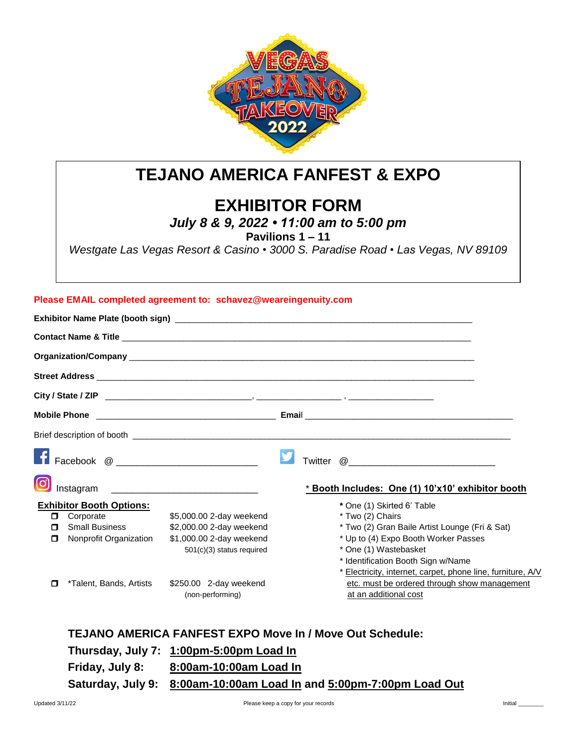# TEJANO AMERICA FANFEST & EXPO

## EXHIBITOR FORM

***July 8 & 9, 2022 • 11:00 am to 5:00 pm***

**Pavilions 1 – 11**

*Westgate Las Vegas Resort & Casino • 3000 S. Paradise Road • Las Vegas, NV 89109*

**Please EMAIL completed agreement to: schavez@weareingenuity.com**

**Exhibitor Name Plate (booth sign)** ____________________________________________

**Contact Name & Title** ____________________________________________

**Organization/Company** ____________________________________________

**Street Address** ____________________________________________

**City / State / ZIP** ______________________, ______________, ______________

**Mobile Phone** ______________________ **Email** ______________________

Brief description of booth ____________________________________________

Facebook @ ______________________ Twitter @______________________

Instagram ______________________

**Exhibitor Booth Options:**

| | | |
|---|---|---|
| ❐ | Corporate | $5,000.00 2-day weekend |
| ❐ | Small Business | $2,000.00 2-day weekend |
| ❐ | Nonprofit Organization | $1,000.00 2-day weekend<br>501(c)(3) status required |
| ❐ | *Talent, Bands, Artists | $250.00 2-day weekend<br>(non-performing) |

**\* Booth Includes: One (1) 10'x10' exhibitor booth**

- \* One (1) Skirted 6' Table
- \* Two (2) Chairs
- \* Two (2) Gran Baile Artist Lounge (Fri & Sat)
- \* Up to (4) Expo Booth Worker Passes
- \* One (1) Wastebasket
- \* Identification Booth Sign w/Name
- \* Electricity, internet, carpet, phone line, furniture, A/V etc. must be ordered through show management at an additional cost

**TEJANO AMERICA FANFEST EXPO Move In / Move Out Schedule:**

**Thursday, July 7:** **1:00pm-5:00pm Load In**

**Friday, July 8:** **8:00am-10:00am Load In**

**Saturday, July 9:** **8:00am-10:00am Load In and 5:00pm-7:00pm Load Out**

Updated 3/11/22 Please keep a copy for your records Initial ________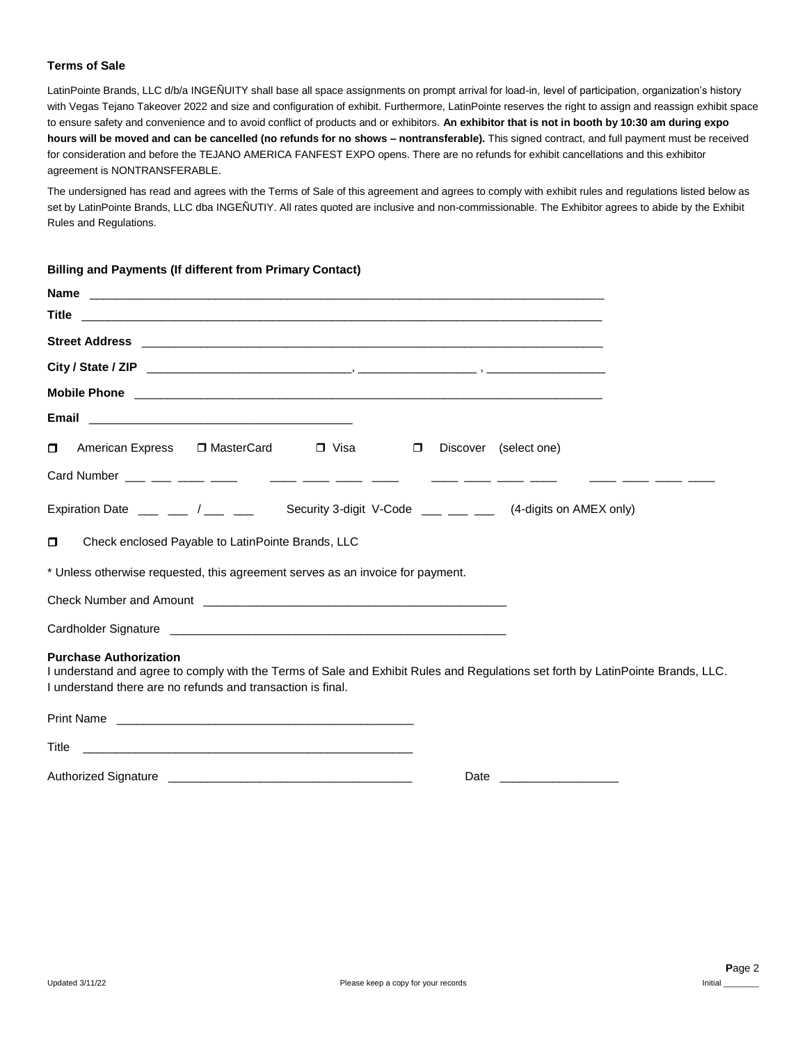**Terms of Sale**

LatinPointe Brands, LLC d/b/a INGEÑUITY shall base all space assignments on prompt arrival for load-in, level of participation, organization's history with Vegas Tejano Takeover 2022 and size and configuration of exhibit. Furthermore, LatinPointe reserves the right to assign and reassign exhibit space to ensure safety and convenience and to avoid conflict of products and or exhibitors. **An exhibitor that is not in booth by 10:30 am during expo hours will be moved and can be cancelled (no refunds for no shows – nontransferable).** This signed contract, and full payment must be received for consideration and before the TEJANO AMERICA FANFEST EXPO opens. There are no refunds for exhibit cancellations and this exhibitor agreement is NONTRANSFERABLE.

The undersigned has read and agrees with the Terms of Sale of this agreement and agrees to comply with exhibit rules and regulations listed below as set by LatinPointe Brands, LLC dba INGEÑUTIY. All rates quoted are inclusive and non-commissionable. The Exhibitor agrees to abide by the Exhibit Rules and Regulations.

**Billing and Payments (If different from Primary Contact)**

**Name** ______________________________________________________________________________

**Title** ______________________________________________________________________________

**Street Address** ______________________________________________________________________

**City / State / ZIP** ______________________________, __________________ , __________________

**Mobile Phone** _______________________________________________________________________

**Email** ________________________________________

☐ American Express ☐ MasterCard ☐ Visa ☐ Discover (select one)

Card Number ___ ___ ___ ___   ___ ___ ___ ___   ___ ___ ___ ___   ___ ___ ___ ___

Expiration Date ___ ___ / ___ ___   Security 3-digit V-Code ___ ___ ___ (4-digits on AMEX only)

☐ Check enclosed Payable to LatinPointe Brands, LLC

* Unless otherwise requested, this agreement serves as an invoice for payment.

Check Number and Amount ______________________________________________

Cardholder Signature ____________________________________________________

**Purchase Authorization**

I understand and agree to comply with the Terms of Sale and Exhibit Rules and Regulations set forth by LatinPointe Brands, LLC. I understand there are no refunds and transaction is final.

Print Name _____________________________________________

Title ___________________________________________________

Authorized Signature ____________________________________ Date __________________

Updated 3/11/22 Please keep a copy for your records Initial ________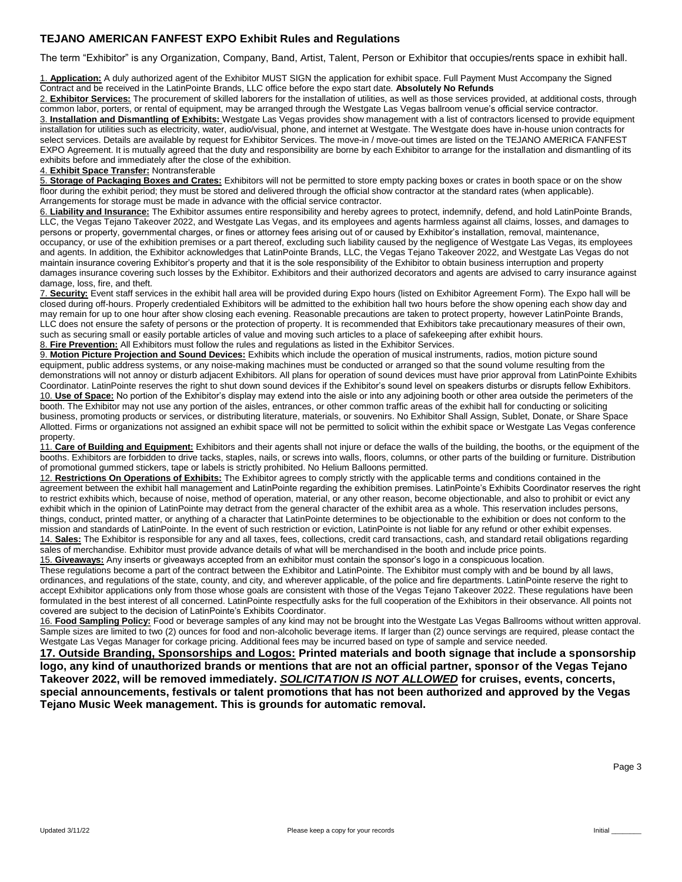## TEJANO AMERICAN FANFEST EXPO Exhibit Rules and Regulations

The term "Exhibitor" is any Organization, Company, Band, Artist, Talent, Person or Exhibitor that occupies/rents space in exhibit hall.

1. **Application:** A duly authorized agent of the Exhibitor MUST SIGN the application for exhibit space. Full Payment Must Accompany the Signed Contract and be received in the LatinPointe Brands, LLC office before the expo start date. **Absolutely No Refunds**

2. **Exhibitor Services:** The procurement of skilled laborers for the installation of utilities, as well as those services provided, at additional costs, through common labor, porters, or rental of equipment, may be arranged through the Westgate Las Vegas ballroom venue's official service contractor.

3. **Installation and Dismantling of Exhibits:** Westgate Las Vegas provides show management with a list of contractors licensed to provide equipment installation for utilities such as electricity, water, audio/visual, phone, and internet at Westgate. The Westgate does have in-house union contracts for select services. Details are available by request for Exhibitor Services. The move-in / move-out times are listed on the TEJANO AMERICA FANFEST EXPO Agreement. It is mutually agreed that the duty and responsibility are borne by each Exhibitor to arrange for the installation and dismantling of its exhibits before and immediately after the close of the exhibition.

4. **Exhibit Space Transfer:** Nontransferable

5. **Storage of Packaging Boxes and Crates:** Exhibitors will not be permitted to store empty packing boxes or crates in booth space or on the show floor during the exhibit period; they must be stored and delivered through the official show contractor at the standard rates (when applicable). Arrangements for storage must be made in advance with the official service contractor.

6. **Liability and Insurance:** The Exhibitor assumes entire responsibility and hereby agrees to protect, indemnify, defend, and hold LatinPointe Brands, LLC, the Vegas Tejano Takeover 2022, and Westgate Las Vegas, and its employees and agents harmless against all claims, losses, and damages to persons or property, governmental charges, or fines or attorney fees arising out of or caused by Exhibitor's installation, removal, maintenance, occupancy, or use of the exhibition premises or a part thereof, excluding such liability caused by the negligence of Westgate Las Vegas, its employees and agents. In addition, the Exhibitor acknowledges that LatinPointe Brands, LLC, the Vegas Tejano Takeover 2022, and Westgate Las Vegas do not maintain insurance covering Exhibitor's property and that it is the sole responsibility of the Exhibitor to obtain business interruption and property damages insurance covering such losses by the Exhibitor. Exhibitors and their authorized decorators and agents are advised to carry insurance against damage, loss, fire, and theft.

7. **Security:** Event staff services in the exhibit hall area will be provided during Expo hours (listed on Exhibitor Agreement Form). The Expo hall will be closed during off-hours. Properly credentialed Exhibitors will be admitted to the exhibition hall two hours before the show opening each show day and may remain for up to one hour after show closing each evening. Reasonable precautions are taken to protect property, however LatinPointe Brands, LLC does not ensure the safety of persons or the protection of property. It is recommended that Exhibitors take precautionary measures of their own, such as securing small or easily portable articles of value and moving such articles to a place of safekeeping after exhibit hours.

8. **Fire Prevention:** All Exhibitors must follow the rules and regulations as listed in the Exhibitor Services.

9. **Motion Picture Projection and Sound Devices:** Exhibits which include the operation of musical instruments, radios, motion picture sound equipment, public address systems, or any noise-making machines must be conducted or arranged so that the sound volume resulting from the demonstrations will not annoy or disturb adjacent Exhibitors. All plans for operation of sound devices must have prior approval from LatinPointe Exhibits Coordinator. LatinPointe reserves the right to shut down sound devices if the Exhibitor's sound level on speakers disturbs or disrupts fellow Exhibitors.

10. **Use of Space:** No portion of the Exhibitor's display may extend into the aisle or into any adjoining booth or other area outside the perimeters of the booth. The Exhibitor may not use any portion of the aisles, entrances, or other common traffic areas of the exhibit hall for conducting or soliciting business, promoting products or services, or distributing literature, materials, or souvenirs. No Exhibitor Shall Assign, Sublet, Donate, or Share Space Allotted. Firms or organizations not assigned an exhibit space will not be permitted to solicit within the exhibit space or Westgate Las Vegas conference property.

11. **Care of Building and Equipment:** Exhibitors and their agents shall not injure or deface the walls of the building, the booths, or the equipment of the booths. Exhibitors are forbidden to drive tacks, staples, nails, or screws into walls, floors, columns, or other parts of the building or furniture. Distribution of promotional gummed stickers, tape or labels is strictly prohibited. No Helium Balloons permitted.

12. **Restrictions On Operations of Exhibits:** The Exhibitor agrees to comply strictly with the applicable terms and conditions contained in the agreement between the exhibit hall management and LatinPointe regarding the exhibition premises. LatinPointe's Exhibits Coordinator reserves the right to restrict exhibits which, because of noise, method of operation, material, or any other reason, become objectionable, and also to prohibit or evict any exhibit which in the opinion of LatinPointe may detract from the general character of the exhibit area as a whole. This reservation includes persons, things, conduct, printed matter, or anything of a character that LatinPointe determines to be objectionable to the exhibition or does not conform to the mission and standards of LatinPointe. In the event of such restriction or eviction, LatinPointe is not liable for any refund or other exhibit expenses.

14. **Sales:** The Exhibitor is responsible for any and all taxes, fees, collections, credit card transactions, cash, and standard retail obligations regarding sales of merchandise. Exhibitor must provide advance details of what will be merchandised in the booth and include price points.

15. **Giveaways:** Any inserts or giveaways accepted from an exhibitor must contain the sponsor's logo in a conspicuous location.

These regulations become a part of the contract between the Exhibitor and LatinPointe. The Exhibitor must comply with and be bound by all laws, ordinances, and regulations of the state, county, and city, and wherever applicable, of the police and fire departments. LatinPointe reserve the right to accept Exhibitor applications only from those whose goals are consistent with those of the Vegas Tejano Takeover 2022. These regulations have been formulated in the best interest of all concerned. LatinPointe respectfully asks for the full cooperation of the Exhibitors in their observance. All points not covered are subject to the decision of LatinPointe's Exhibits Coordinator.

16. **Food Sampling Policy:** Food or beverage samples of any kind may not be brought into the Westgate Las Vegas Ballrooms without written approval. Sample sizes are limited to two (2) ounces for food and non-alcoholic beverage items. If larger than (2) ounce servings are required, please contact the Westgate Las Vegas Manager for corkage pricing. Additional fees may be incurred based on type of sample and service needed.

**17. Outside Branding, Sponsorships and Logos: Printed materials and booth signage that include a sponsorship logo, any kind of unauthorized brands or mentions that are not an official partner, sponsor of the Vegas Tejano Takeover 2022, will be removed immediately. *SOLICITATION IS NOT ALLOWED* for cruises, events, concerts, special announcements, festivals or talent promotions that has not been authorized and approved by the Vegas Tejano Music Week management. This is grounds for automatic removal.**

Updated 3/11/22 | Please keep a copy for your records | Initial ________